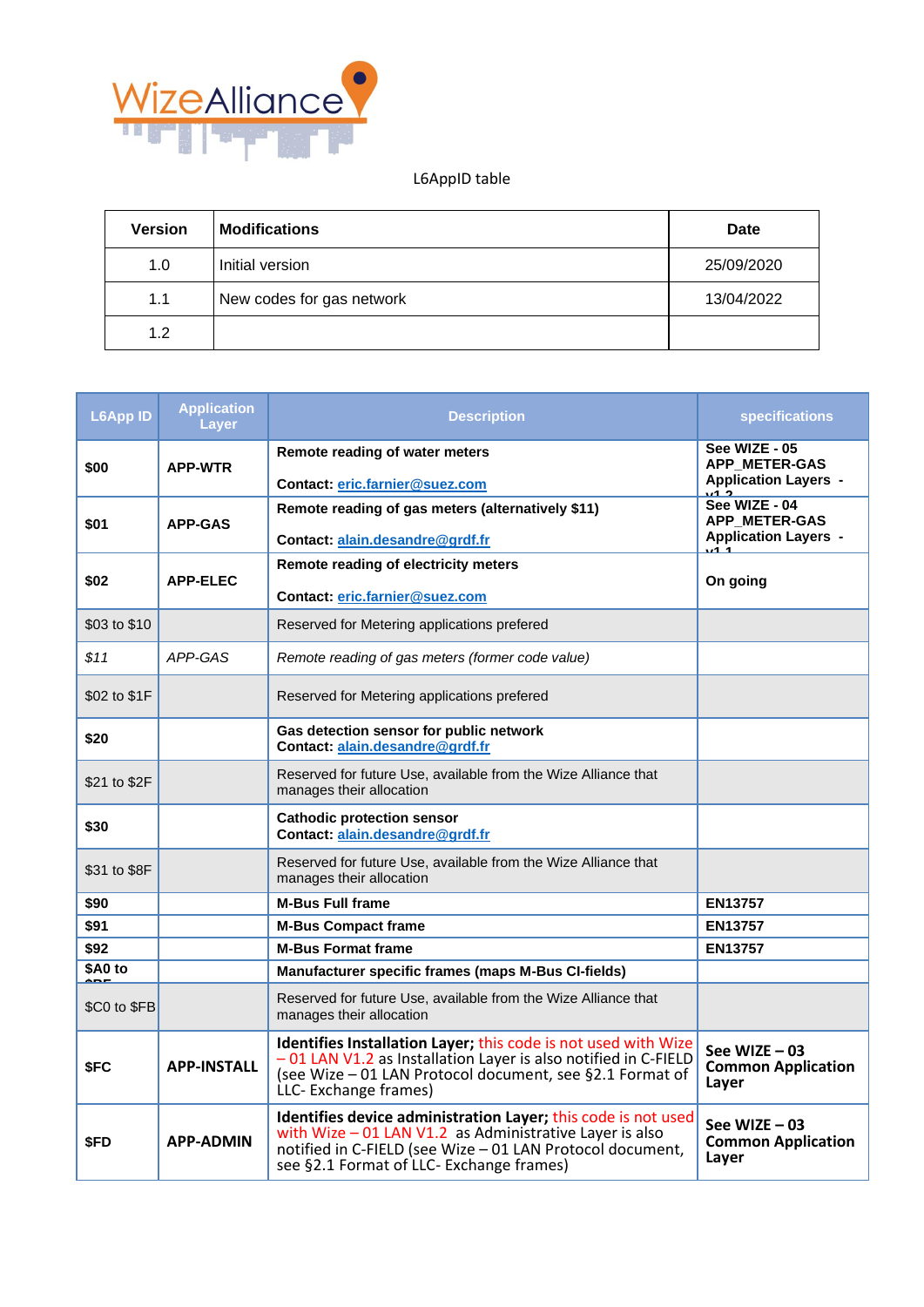WizeAlliance

L6AppID table

| Version | Modifications | Date |
|---|---|---|
| 1.0 | Initial version | 25/09/2020 |
| 1.1 | New codes for gas network | 13/04/2022 |
| 1.2 | | |

| L6App ID | Application Layer | Description | specifications |
|---|---|---|---|
| **$00** | **APP-WTR** | **Remote reading of water meters**<br><br>**Contact:** **eric.farnier@suez.com** | **See WIZE - 05 APP_METER-GAS Application Layers - v1.2** |
| **$01** | **APP-GAS** | **Remote reading of gas meters (alternatively $11)**<br><br>**Contact:** **alain.desandre@grdf.fr** | **See WIZE - 04 APP_METER-GAS Application Layers - v1.1** |
| **$02** | **APP-ELEC** | **Remote reading of electricity meters**<br><br>**Contact:** **eric.farnier@suez.com** | **On going** |
| $03 to $10 | | Reserved for Metering applications prefered | |
| *$11* | *APP-GAS* | *Remote reading of gas meters (former code value)* | |
| $02 to $1F | | Reserved for Metering applications prefered | |
| **$20** | | **Gas detection sensor for public network**<br>**Contact:** **alain.desandre@grdf.fr** | |
| $21 to $2F | | Reserved for future Use, available from the Wize Alliance that manages their allocation | |
| **$30** | | **Cathodic protection sensor**<br>**Contact:** **alain.desandre@grdf.fr** | |
| $31 to $8F | | Reserved for future Use, available from the Wize Alliance that manages their allocation | |
| **$90** | | **M-Bus Full frame** | **EN13757** |
| **$91** | | **M-Bus Compact frame** | **EN13757** |
| **$92** | | **M-Bus Format frame** | **EN13757** |
| **$A0 to $BF** | | **Manufacturer specific frames (maps M-Bus CI-fields)** | |
| $C0 to $FB | | Reserved for future Use, available from the Wize Alliance that manages their allocation | |
| **$FC** | **APP-INSTALL** | **Identifies Installation Layer;** this code is not used with Wize – 01 LAN V1.2 as Installation Layer is also notified in C-FIELD (see Wize – 01 LAN Protocol document, see §2.1 Format of LLC- Exchange frames) | **See WIZE – 03 Common Application Layer** |
| **$FD** | **APP-ADMIN** | **Identifies device administration Layer;** this code is not used with Wize – 01 LAN V1.2 as Administrative Layer is also notified in C-FIELD (see Wize – 01 LAN Protocol document, see §2.1 Format of LLC- Exchange frames) | **See WIZE – 03 Common Application Layer** |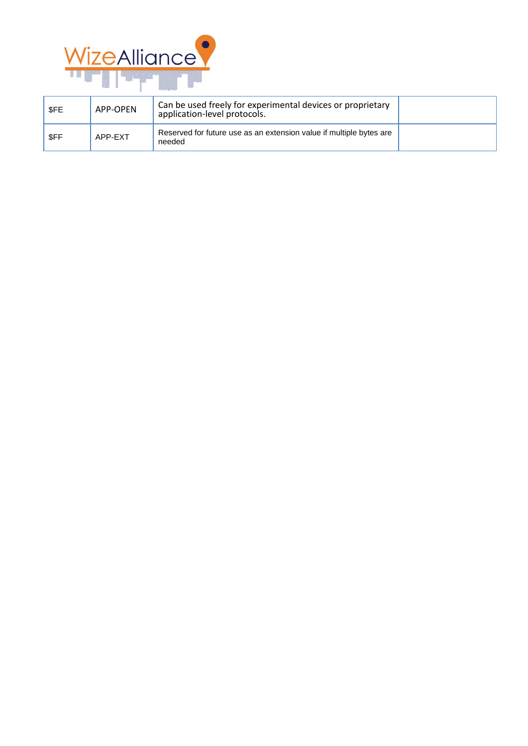| | | | |
|---|---|---|---|
| $FE | APP-OPEN | Can be used freely for experimental devices or proprietary application-level protocols. | |
| $FF | APP-EXT | Reserved for future use as an extension value if multiple bytes are needed | |